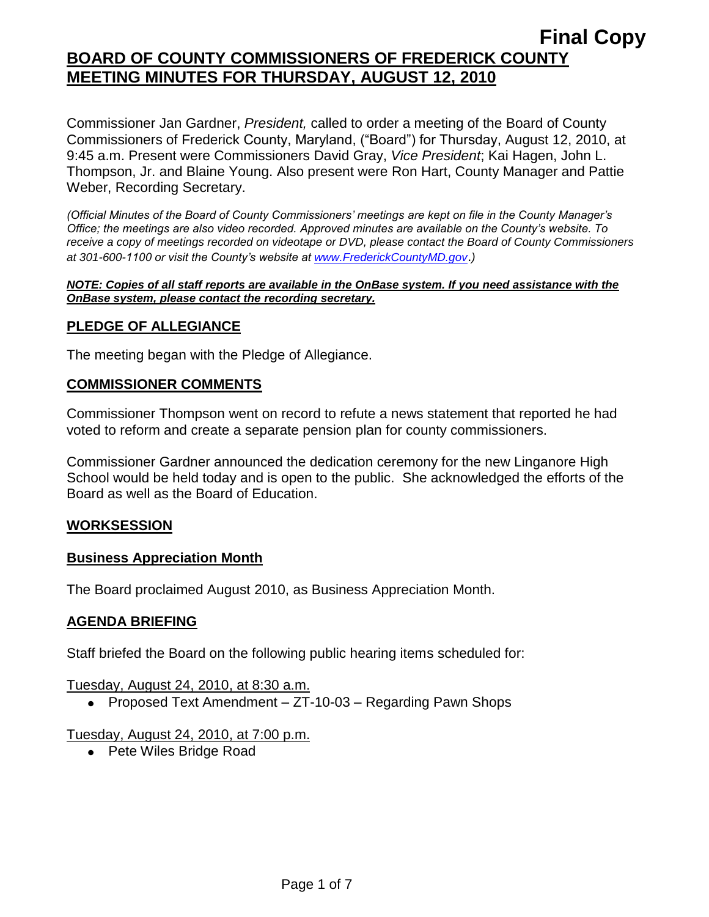**Final Copy**

# BOARD OF COUNTY COMMISSIONERS OF FREDERICK COUNTY MEETING MINUTES FOR THURSDAY, AUGUST 12, 2010

Commissioner Jan Gardner, *President,* called to order a meeting of the Board of County Commissioners of Frederick County, Maryland, ("Board") for Thursday, August 12, 2010, at 9:45 a.m. Present were Commissioners David Gray, *Vice President*; Kai Hagen, John L. Thompson, Jr. and Blaine Young. Also present were Ron Hart, County Manager and Pattie Weber, Recording Secretary.

*(Official Minutes of the Board of County Commissioners' meetings are kept on file in the County Manager's Office; the meetings are also video recorded. Approved minutes are available on the County's website. To receive a copy of meetings recorded on videotape or DVD, please contact the Board of County Commissioners at 301-600-1100 or visit the County's website at www.FrederickCountyMD.gov.)*

***NOTE: Copies of all staff reports are available in the OnBase system. If you need assistance with the OnBase system, please contact the recording secretary.***

## PLEDGE OF ALLEGIANCE

The meeting began with the Pledge of Allegiance.

## COMMISSIONER COMMENTS

Commissioner Thompson went on record to refute a news statement that reported he had voted to reform and create a separate pension plan for county commissioners.

Commissioner Gardner announced the dedication ceremony for the new Linganore High School would be held today and is open to the public. She acknowledged the efforts of the Board as well as the Board of Education.

## WORKSESSION

### Business Appreciation Month

The Board proclaimed August 2010, as Business Appreciation Month.

## AGENDA BRIEFING

Staff briefed the Board on the following public hearing items scheduled for:

Tuesday, August 24, 2010, at 8:30 a.m.

- Proposed Text Amendment – ZT-10-03 – Regarding Pawn Shops

Tuesday, August 24, 2010, at 7:00 p.m.

- Pete Wiles Bridge Road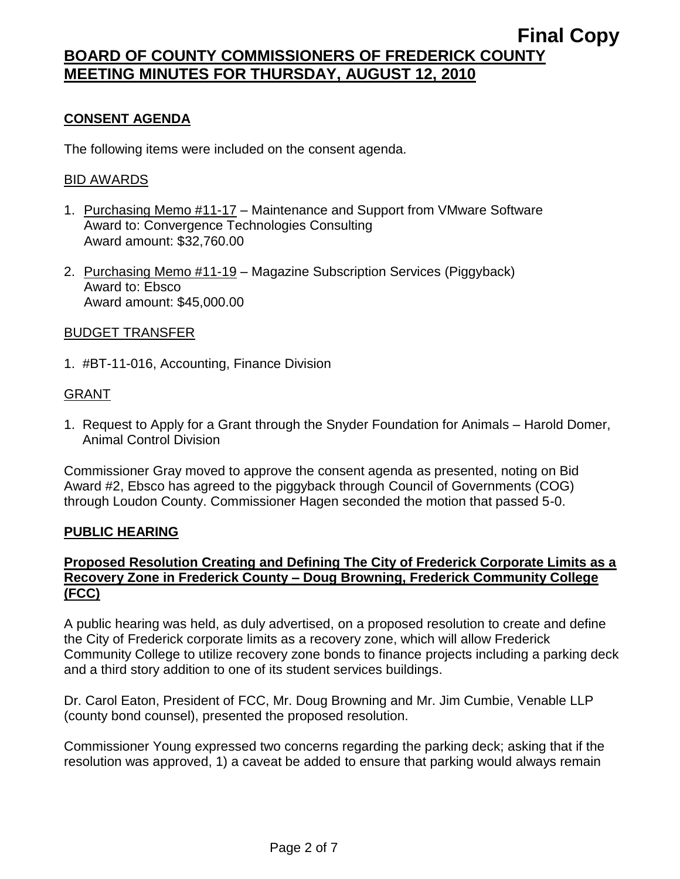**Final Copy**

**BOARD OF COUNTY COMMISSIONERS OF FREDERICK COUNTY**
**MEETING MINUTES FOR THURSDAY, AUGUST 12, 2010**

## CONSENT AGENDA

The following items were included on the consent agenda.

### BID AWARDS

1. Purchasing Memo #11-17 – Maintenance and Support from VMware Software
   Award to: Convergence Technologies Consulting
   Award amount: $32,760.00

2. Purchasing Memo #11-19 – Magazine Subscription Services (Piggyback)
   Award to: Ebsco
   Award amount: $45,000.00

### BUDGET TRANSFER

1. #BT-11-016, Accounting, Finance Division

### GRANT

1. Request to Apply for a Grant through the Snyder Foundation for Animals – Harold Domer, Animal Control Division

Commissioner Gray moved to approve the consent agenda as presented, noting on Bid Award #2, Ebsco has agreed to the piggyback through Council of Governments (COG) through Loudon County. Commissioner Hagen seconded the motion that passed 5-0.

## PUBLIC HEARING

### Proposed Resolution Creating and Defining The City of Frederick Corporate Limits as a Recovery Zone in Frederick County – Doug Browning, Frederick Community College (FCC)

A public hearing was held, as duly advertised, on a proposed resolution to create and define the City of Frederick corporate limits as a recovery zone, which will allow Frederick Community College to utilize recovery zone bonds to finance projects including a parking deck and a third story addition to one of its student services buildings.

Dr. Carol Eaton, President of FCC, Mr. Doug Browning and Mr. Jim Cumbie, Venable LLP (county bond counsel), presented the proposed resolution.

Commissioner Young expressed two concerns regarding the parking deck; asking that if the resolution was approved, 1) a caveat be added to ensure that parking would always remain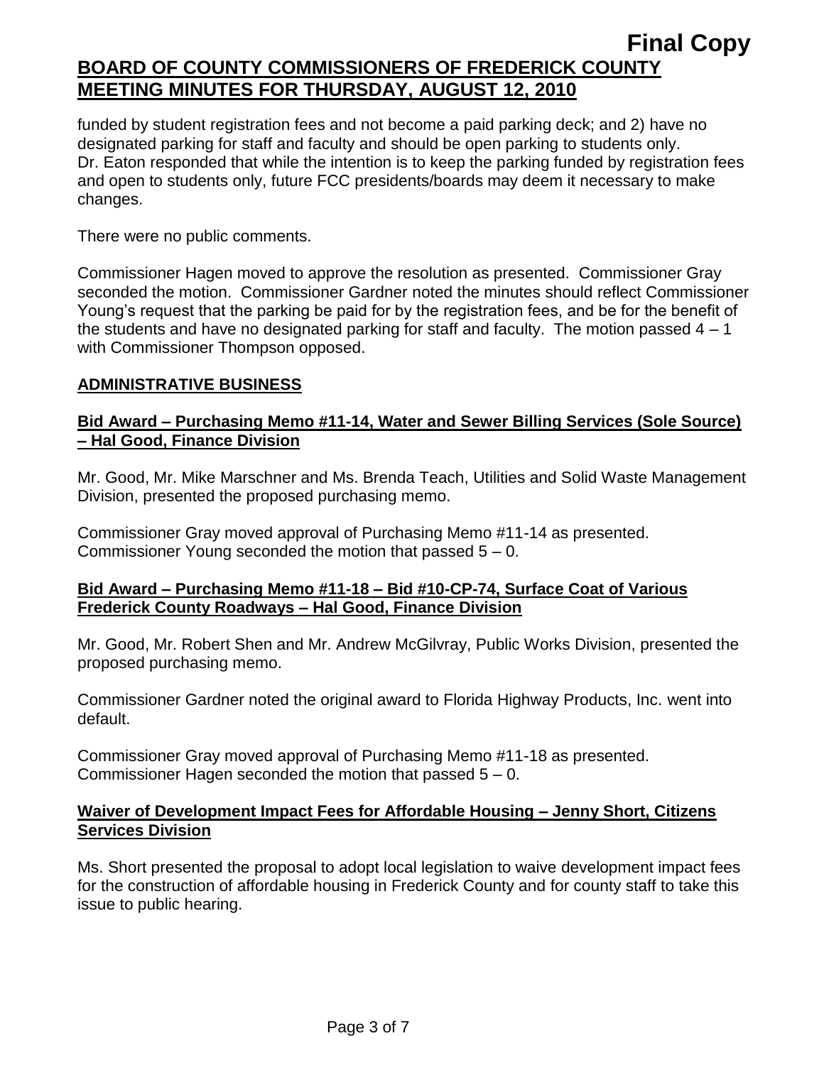funded by student registration fees and not become a paid parking deck; and 2) have no designated parking for staff and faculty and should be open parking to students only. Dr. Eaton responded that while the intention is to keep the parking funded by registration fees and open to students only, future FCC presidents/boards may deem it necessary to make changes.

There were no public comments.

Commissioner Hagen moved to approve the resolution as presented. Commissioner Gray seconded the motion. Commissioner Gardner noted the minutes should reflect Commissioner Young's request that the parking be paid for by the registration fees, and be for the benefit of the students and have no designated parking for staff and faculty. The motion passed 4 – 1 with Commissioner Thompson opposed.

## ADMINISTRATIVE BUSINESS

### Bid Award – Purchasing Memo #11-14, Water and Sewer Billing Services (Sole Source) – Hal Good, Finance Division

Mr. Good, Mr. Mike Marschner and Ms. Brenda Teach, Utilities and Solid Waste Management Division, presented the proposed purchasing memo.

Commissioner Gray moved approval of Purchasing Memo #11-14 as presented. Commissioner Young seconded the motion that passed 5 – 0.

### Bid Award – Purchasing Memo #11-18 – Bid #10-CP-74, Surface Coat of Various Frederick County Roadways – Hal Good, Finance Division

Mr. Good, Mr. Robert Shen and Mr. Andrew McGilvray, Public Works Division, presented the proposed purchasing memo.

Commissioner Gardner noted the original award to Florida Highway Products, Inc. went into default.

Commissioner Gray moved approval of Purchasing Memo #11-18 as presented. Commissioner Hagen seconded the motion that passed 5 – 0.

### Waiver of Development Impact Fees for Affordable Housing – Jenny Short, Citizens Services Division

Ms. Short presented the proposal to adopt local legislation to waive development impact fees for the construction of affordable housing in Frederick County and for county staff to take this issue to public hearing.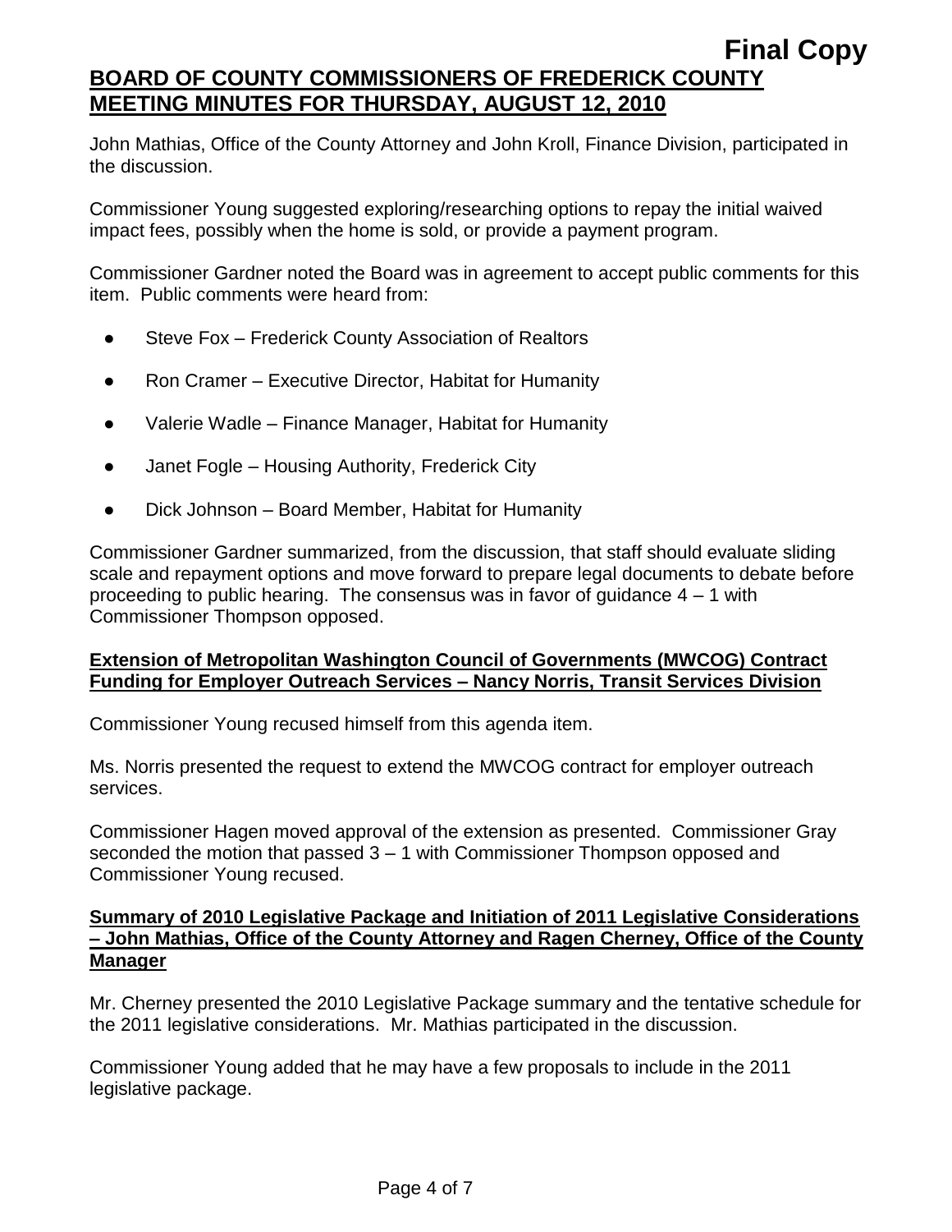John Mathias, Office of the County Attorney and John Kroll, Finance Division, participated in the discussion.

Commissioner Young suggested exploring/researching options to repay the initial waived impact fees, possibly when the home is sold, or provide a payment program.

Commissioner Gardner noted the Board was in agreement to accept public comments for this item. Public comments were heard from:

- Steve Fox – Frederick County Association of Realtors
- Ron Cramer – Executive Director, Habitat for Humanity
- Valerie Wadle – Finance Manager, Habitat for Humanity
- Janet Fogle – Housing Authority, Frederick City
- Dick Johnson – Board Member, Habitat for Humanity

Commissioner Gardner summarized, from the discussion, that staff should evaluate sliding scale and repayment options and move forward to prepare legal documents to debate before proceeding to public hearing. The consensus was in favor of guidance 4 – 1 with Commissioner Thompson opposed.

**Extension of Metropolitan Washington Council of Governments (MWCOG) Contract Funding for Employer Outreach Services – Nancy Norris, Transit Services Division**

Commissioner Young recused himself from this agenda item.

Ms. Norris presented the request to extend the MWCOG contract for employer outreach services.

Commissioner Hagen moved approval of the extension as presented. Commissioner Gray seconded the motion that passed 3 – 1 with Commissioner Thompson opposed and Commissioner Young recused.

**Summary of 2010 Legislative Package and Initiation of 2011 Legislative Considerations – John Mathias, Office of the County Attorney and Ragen Cherney, Office of the County Manager**

Mr. Cherney presented the 2010 Legislative Package summary and the tentative schedule for the 2011 legislative considerations. Mr. Mathias participated in the discussion.

Commissioner Young added that he may have a few proposals to include in the 2011 legislative package.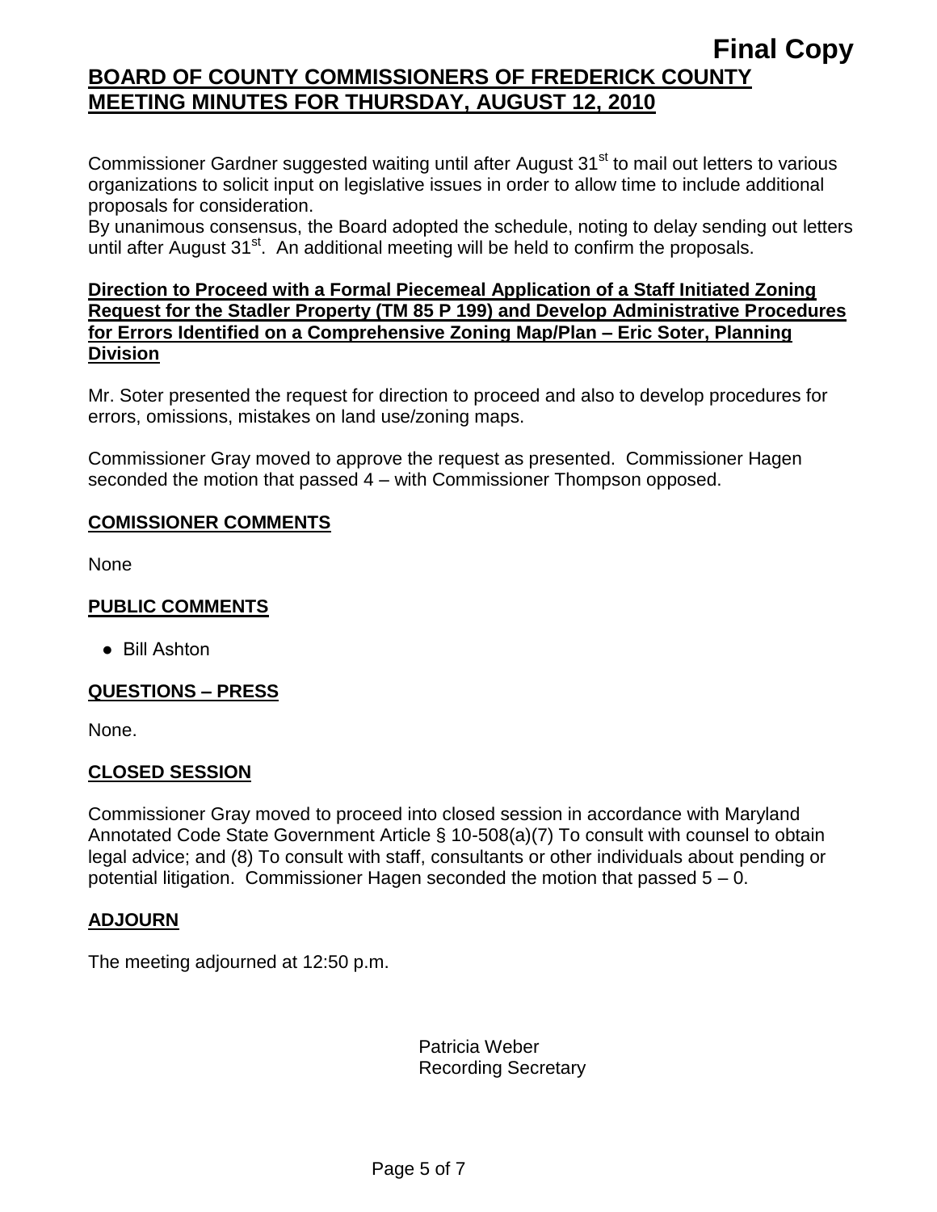Commissioner Gardner suggested waiting until after August 31st to mail out letters to various organizations to solicit input on legislative issues in order to allow time to include additional proposals for consideration.

By unanimous consensus, the Board adopted the schedule, noting to delay sending out letters until after August 31st. An additional meeting will be held to confirm the proposals.

**Direction to Proceed with a Formal Piecemeal Application of a Staff Initiated Zoning Request for the Stadler Property (TM 85 P 199) and Develop Administrative Procedures for Errors Identified on a Comprehensive Zoning Map/Plan – Eric Soter, Planning Division**

Mr. Soter presented the request for direction to proceed and also to develop procedures for errors, omissions, mistakes on land use/zoning maps.

Commissioner Gray moved to approve the request as presented. Commissioner Hagen seconded the motion that passed 4 – with Commissioner Thompson opposed.

## COMISSIONER COMMENTS

None

## PUBLIC COMMENTS

- Bill Ashton

## QUESTIONS – PRESS

None.

## CLOSED SESSION

Commissioner Gray moved to proceed into closed session in accordance with Maryland Annotated Code State Government Article § 10-508(a)(7) To consult with counsel to obtain legal advice; and (8) To consult with staff, consultants or other individuals about pending or potential litigation. Commissioner Hagen seconded the motion that passed 5 – 0.

## ADJOURN

The meeting adjourned at 12:50 p.m.

Patricia Weber
Recording Secretary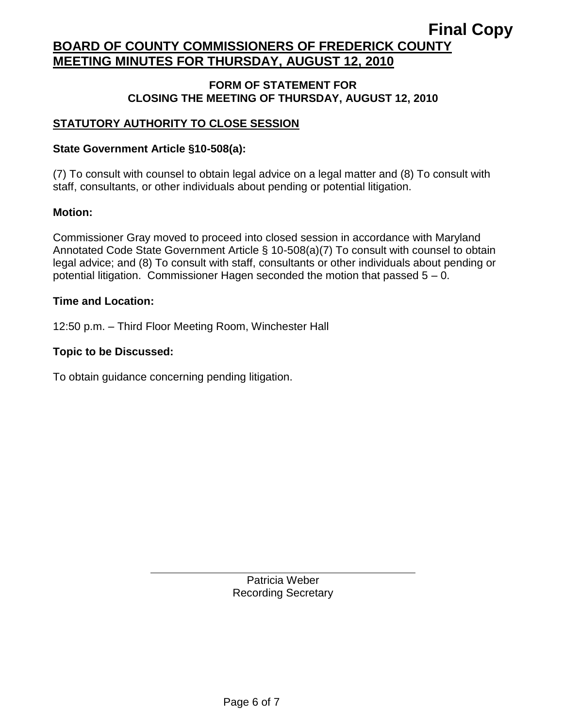**Final Copy**

# BOARD OF COUNTY COMMISSIONERS OF FREDERICK COUNTY MEETING MINUTES FOR THURSDAY, AUGUST 12, 2010

## FORM OF STATEMENT FOR CLOSING THE MEETING OF THURSDAY, AUGUST 12, 2010

### STATUTORY AUTHORITY TO CLOSE SESSION

**State Government Article §10-508(a):**

(7) To consult with counsel to obtain legal advice on a legal matter and (8) To consult with staff, consultants, or other individuals about pending or potential litigation.

**Motion:**

Commissioner Gray moved to proceed into closed session in accordance with Maryland Annotated Code State Government Article § 10-508(a)(7) To consult with counsel to obtain legal advice; and (8) To consult with staff, consultants or other individuals about pending or potential litigation. Commissioner Hagen seconded the motion that passed 5 – 0.

**Time and Location:**

12:50 p.m. – Third Floor Meeting Room, Winchester Hall

**Topic to be Discussed:**

To obtain guidance concerning pending litigation.

Patricia Weber
Recording Secretary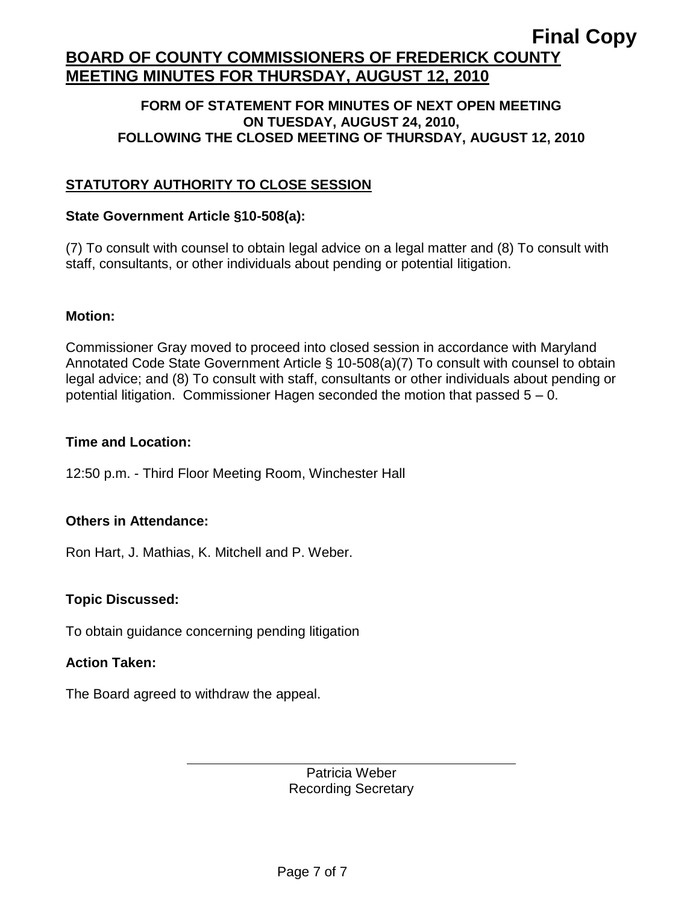**Final Copy**

# BOARD OF COUNTY COMMISSIONERS OF FREDERICK COUNTY MEETING MINUTES FOR THURSDAY, AUGUST 12, 2010

### FORM OF STATEMENT FOR MINUTES OF NEXT OPEN MEETING ON TUESDAY, AUGUST 24, 2010, FOLLOWING THE CLOSED MEETING OF THURSDAY, AUGUST 12, 2010

## STATUTORY AUTHORITY TO CLOSE SESSION

**State Government Article §10-508(a):**

(7) To consult with counsel to obtain legal advice on a legal matter and (8) To consult with staff, consultants, or other individuals about pending or potential litigation.

**Motion:**

Commissioner Gray moved to proceed into closed session in accordance with Maryland Annotated Code State Government Article § 10-508(a)(7) To consult with counsel to obtain legal advice; and (8) To consult with staff, consultants or other individuals about pending or potential litigation. Commissioner Hagen seconded the motion that passed 5 – 0.

**Time and Location:**

12:50 p.m. - Third Floor Meeting Room, Winchester Hall

**Others in Attendance:**

Ron Hart, J. Mathias, K. Mitchell and P. Weber.

**Topic Discussed:**

To obtain guidance concerning pending litigation

**Action Taken:**

The Board agreed to withdraw the appeal.

Patricia Weber
Recording Secretary